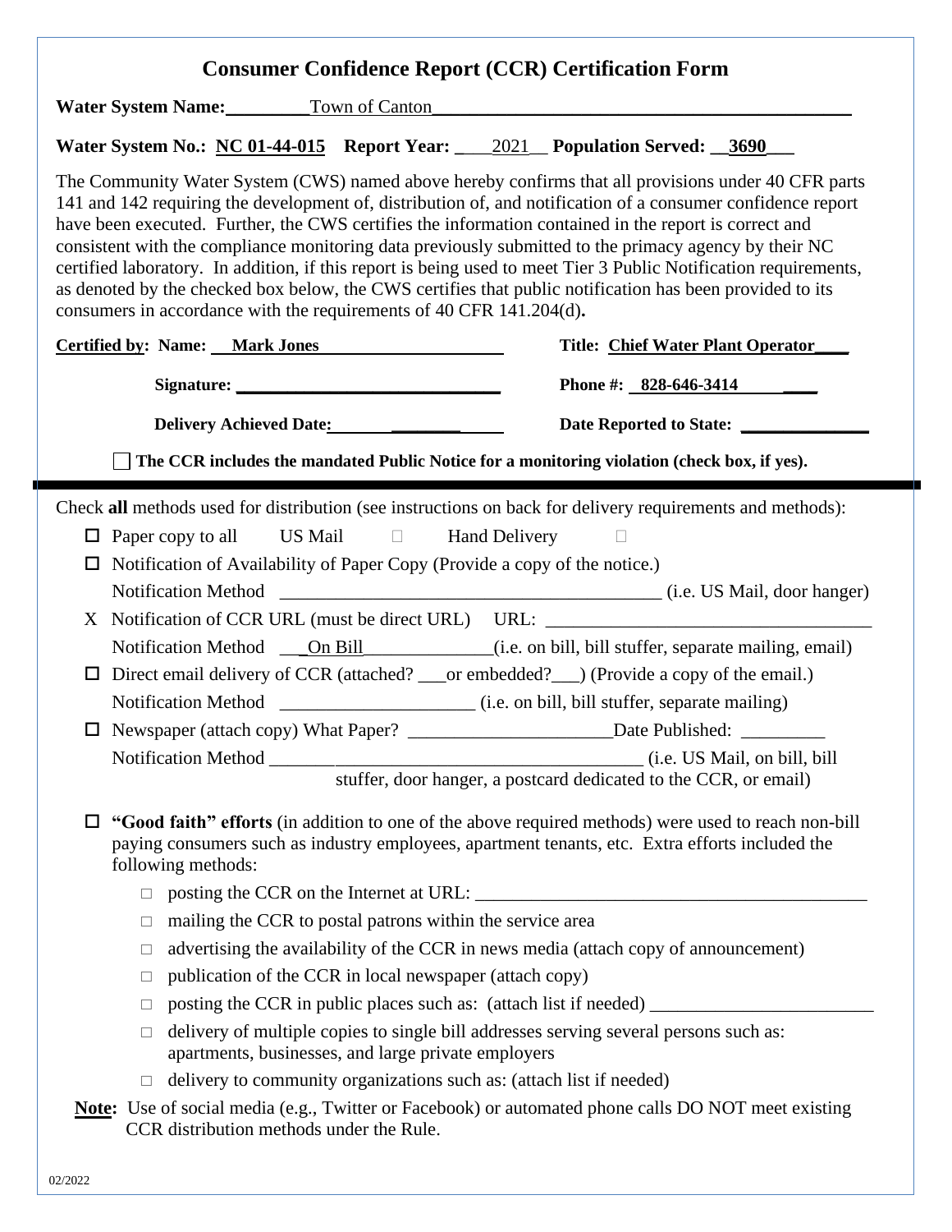# Consumer Confidence Report (CCR) Certification Form

**Water System Name:** Town of Canton

**Water System No.:** NC 01-44-015 **Report Year:** 2021 **Population Served:** 3690

The Community Water System (CWS) named above hereby confirms that all provisions under 40 CFR parts 141 and 142 requiring the development of, distribution of, and notification of a consumer confidence report have been executed. Further, the CWS certifies the information contained in the report is correct and consistent with the compliance monitoring data previously submitted to the primacy agency by their NC certified laboratory. In addition, if this report is being used to meet Tier 3 Public Notification requirements, as denoted by the checked box below, the CWS certifies that public notification has been provided to its consumers in accordance with the requirements of 40 CFR 141.204(d)**.**

**Certified by: Name:** Mark Jones **Title:** Chief Water Plant Operator

**Signature:** ______________ **Phone #:** 828-646-3414

**Delivery Achieved Date:** ______________ **Date Reported to State:** ______________

☐ **The CCR includes the mandated Public Notice for a monitoring violation (check box, if yes).**

---

Check **all** methods used for distribution (see instructions on back for delivery requirements and methods):

- ☐ Paper copy to all US Mail ☐ Hand Delivery ☐
- ☐ Notification of Availability of Paper Copy (Provide a copy of the notice.)
  Notification Method ______________ (i.e. US Mail, door hanger)
- X Notification of CCR URL (must be direct URL) URL: ______________
  Notification Method On Bill (i.e. on bill, bill stuffer, separate mailing, email)
- ☐ Direct email delivery of CCR (attached? ___or embedded?___) (Provide a copy of the email.)
  Notification Method ______________ (i.e. on bill, bill stuffer, separate mailing)
- ☐ Newspaper (attach copy) What Paper? ______________ Date Published: ______________
  Notification Method ______________ (i.e. US Mail, on bill, bill stuffer, door hanger, a postcard dedicated to the CCR, or email)
- ☐ **"Good faith" efforts** (in addition to one of the above required methods) were used to reach non-bill paying consumers such as industry employees, apartment tenants, etc. Extra efforts included the following methods:
  - ☐ posting the CCR on the Internet at URL: ______________
  - ☐ mailing the CCR to postal patrons within the service area
  - ☐ advertising the availability of the CCR in news media (attach copy of announcement)
  - ☐ publication of the CCR in local newspaper (attach copy)
  - ☐ posting the CCR in public places such as: (attach list if needed) ______________
  - ☐ delivery of multiple copies to single bill addresses serving several persons such as: apartments, businesses, and large private employers
  - ☐ delivery to community organizations such as: (attach list if needed)

**Note:** Use of social media (e.g., Twitter or Facebook) or automated phone calls DO NOT meet existing CCR distribution methods under the Rule.

02/2022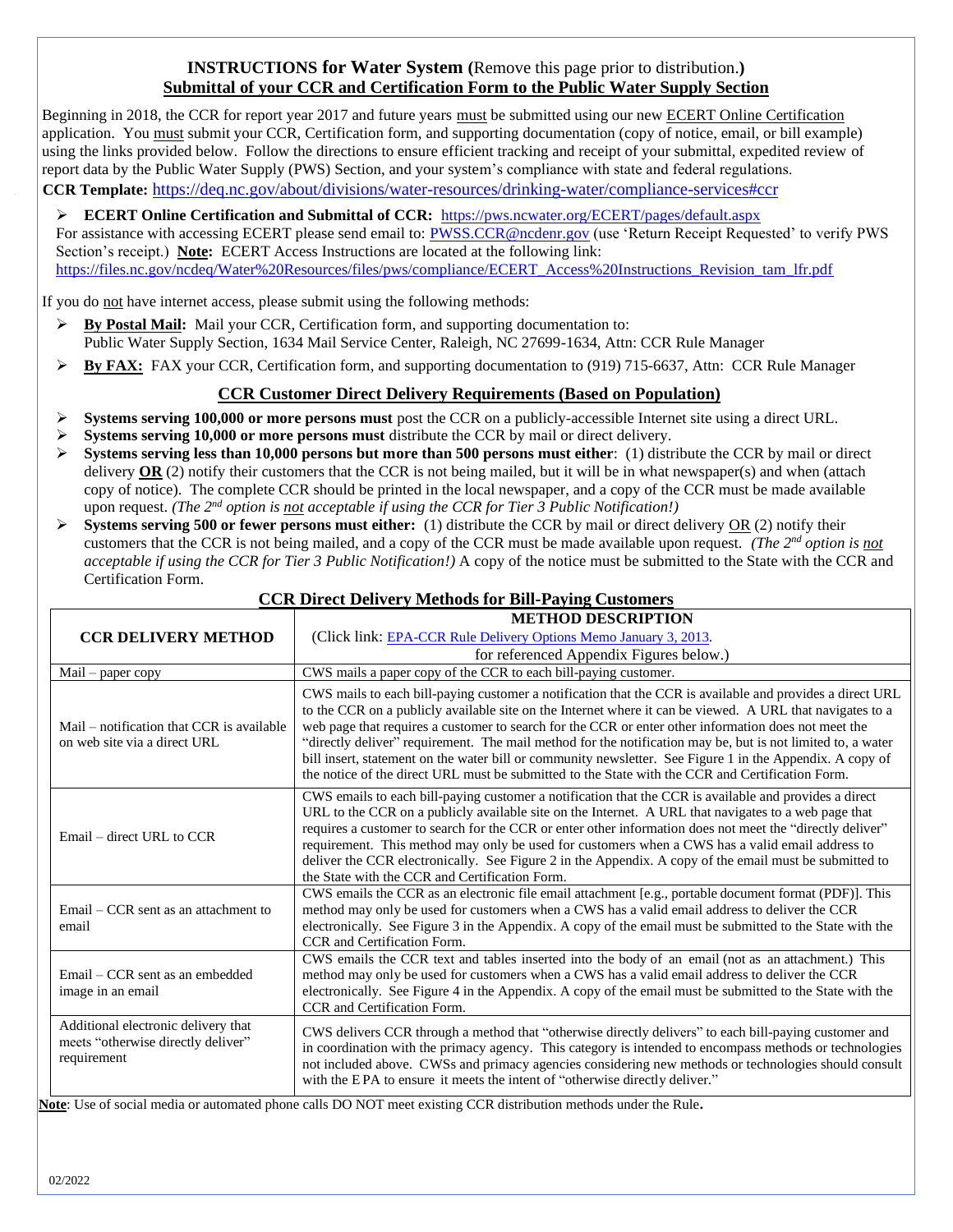## INSTRUCTIONS for Water System (Remove this page prior to distribution.)

## Submittal of your CCR and Certification Form to the Public Water Supply Section

Beginning in 2018, the CCR for report year 2017 and future years must be submitted using our new ECERT Online Certification application. You must submit your CCR, Certification form, and supporting documentation (copy of notice, email, or bill example) using the links provided below. Follow the directions to ensure efficient tracking and receipt of your submittal, expedited review of report data by the Public Water Supply (PWS) Section, and your system's compliance with state and federal regulations.

**CCR Template:** https://deq.nc.gov/about/divisions/water-resources/drinking-water/compliance-services#ccr

- **ECERT Online Certification and Submittal of CCR:** https://pws.ncwater.org/ECERT/pages/default.aspx

  For assistance with accessing ECERT please send email to: PWSS.CCR@ncdenr.gov (use 'Return Receipt Requested' to verify PWS Section's receipt.) **Note:** ECERT Access Instructions are located at the following link: https://files.nc.gov/ncdeq/Water%20Resources/files/pws/compliance/ECERT_Access%20Instructions_Revision_tam_lfr.pdf

If you do not have internet access, please submit using the following methods:

- **By Postal Mail:** Mail your CCR, Certification form, and supporting documentation to: Public Water Supply Section, 1634 Mail Service Center, Raleigh, NC 27699-1634, Attn: CCR Rule Manager
- **By FAX:** FAX your CCR, Certification form, and supporting documentation to (919) 715-6637, Attn: CCR Rule Manager

## CCR Customer Direct Delivery Requirements (Based on Population)

- **Systems serving 100,000 or more persons must** post the CCR on a publicly-accessible Internet site using a direct URL.
- **Systems serving 10,000 or more persons must** distribute the CCR by mail or direct delivery.
- **Systems serving less than 10,000 persons but more than 500 persons must either**: (1) distribute the CCR by mail or direct delivery **OR** (2) notify their customers that the CCR is not being mailed, but it will be in what newspaper(s) and when (attach copy of notice). The complete CCR should be printed in the local newspaper, and a copy of the CCR must be made available upon request. *(The 2nd option is not acceptable if using the CCR for Tier 3 Public Notification!)*
- **Systems serving 500 or fewer persons must either:** (1) distribute the CCR by mail or direct delivery OR (2) notify their customers that the CCR is not being mailed, and a copy of the CCR must be made available upon request. *(The 2nd option is not acceptable if using the CCR for Tier 3 Public Notification!)* A copy of the notice must be submitted to the State with the CCR and Certification Form.

## CCR Direct Delivery Methods for Bill-Paying Customers

| CCR DELIVERY METHOD | METHOD DESCRIPTION (Click link: EPA-CCR Rule Delivery Options Memo January 3, 2013. for referenced Appendix Figures below.) |
|---|---|
| Mail – paper copy | CWS mails a paper copy of the CCR to each bill-paying customer. |
| Mail – notification that CCR is available on web site via a direct URL | CWS mails to each bill-paying customer a notification that the CCR is available and provides a direct URL to the CCR on a publicly available site on the Internet where it can be viewed. A URL that navigates to a web page that requires a customer to search for the CCR or enter other information does not meet the "directly deliver" requirement. The mail method for the notification may be, but is not limited to, a water bill insert, statement on the water bill or community newsletter. See Figure 1 in the Appendix. A copy of the notice of the direct URL must be submitted to the State with the CCR and Certification Form. |
| Email – direct URL to CCR | CWS emails to each bill-paying customer a notification that the CCR is available and provides a direct URL to the CCR on a publicly available site on the Internet. A URL that navigates to a web page that requires a customer to search for the CCR or enter other information does not meet the "directly deliver" requirement. This method may only be used for customers when a CWS has a valid email address to deliver the CCR electronically. See Figure 2 in the Appendix. A copy of the email must be submitted to the State with the CCR and Certification Form. |
| Email – CCR sent as an attachment to email | CWS emails the CCR as an electronic file email attachment [e.g., portable document format (PDF)]. This method may only be used for customers when a CWS has a valid email address to deliver the CCR electronically. See Figure 3 in the Appendix. A copy of the email must be submitted to the State with the CCR and Certification Form. |
| Email – CCR sent as an embedded image in an email | CWS emails the CCR text and tables inserted into the body of an email (not as an attachment.) This method may only be used for customers when a CWS has a valid email address to deliver the CCR electronically. See Figure 4 in the Appendix. A copy of the email must be submitted to the State with the CCR and Certification Form. |
| Additional electronic delivery that meets "otherwise directly deliver" requirement | CWS delivers CCR through a method that "otherwise directly delivers" to each bill-paying customer and in coordination with the primacy agency. This category is intended to encompass methods or technologies not included above. CWSs and primacy agencies considering new methods or technologies should consult with the EPA to ensure it meets the intent of "otherwise directly deliver." |

**Note**: Use of social media or automated phone calls DO NOT meet existing CCR distribution methods under the Rule.

02/2022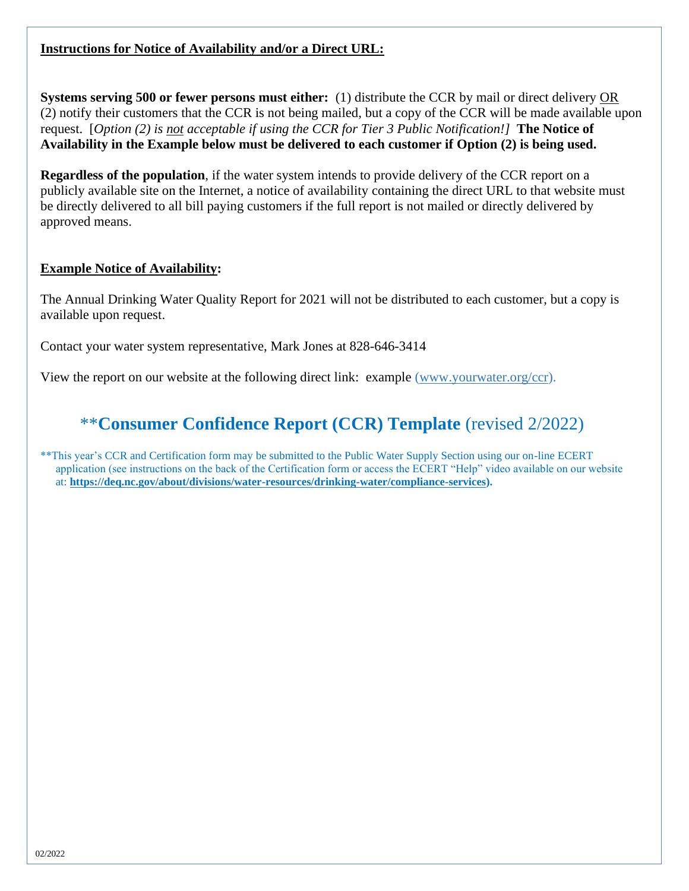**<u>Instructions for Notice of Availability and/or a Direct URL:</u>**

**Systems serving 500 or fewer persons must either:** (1) distribute the CCR by mail or direct delivery <u>OR</u> (2) notify their customers that the CCR is not being mailed, but a copy of the CCR will be made available upon request. [*Option (2) is <u>not</u> acceptable if using the CCR for Tier 3 Public Notification!]* **The Notice of Availability in the Example below must be delivered to each customer if Option (2) is being used.**

**Regardless of the population**, if the water system intends to provide delivery of the CCR report on a publicly available site on the Internet, a notice of availability containing the direct URL to that website must be directly delivered to all bill paying customers if the full report is not mailed or directly delivered by approved means.

**<u>Example Notice of Availability</u>:**

The Annual Drinking Water Quality Report for 2021 will not be distributed to each customer, but a copy is available upon request.

Contact your water system representative, Mark Jones at 828-646-3414

View the report on our website at the following direct link: example (www.yourwater.org/ccr).

## **Consumer Confidence Report (CCR) Template (revised 2/2022)

**This year's CCR and Certification form may be submitted to the Public Water Supply Section using our on-line ECERT application (see instructions on the back of the Certification form or access the ECERT "Help" video available on our website at: **https://deq.nc.gov/about/divisions/water-resources/drinking-water/compliance-services).**

02/2022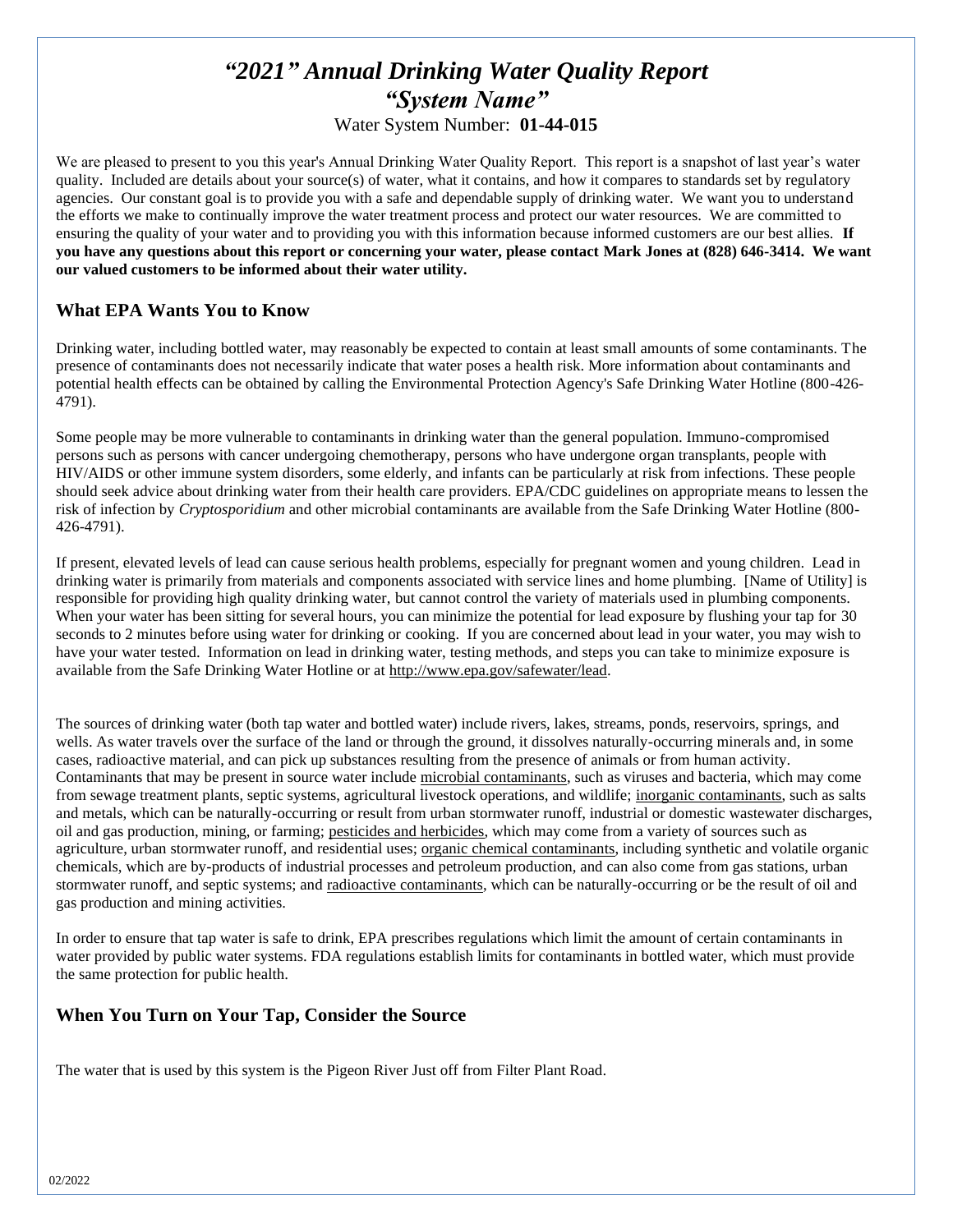# *"2021" Annual Drinking Water Quality Report*
# *"System Name"*

Water System Number: **01-44-015**

We are pleased to present to you this year's Annual Drinking Water Quality Report. This report is a snapshot of last year's water quality. Included are details about your source(s) of water, what it contains, and how it compares to standards set by regulatory agencies. Our constant goal is to provide you with a safe and dependable supply of drinking water. We want you to understand the efforts we make to continually improve the water treatment process and protect our water resources. We are committed to ensuring the quality of your water and to providing you with this information because informed customers are our best allies. **If you have any questions about this report or concerning your water, please contact Mark Jones at (828) 646-3414. We want our valued customers to be informed about their water utility.**

## What EPA Wants You to Know

Drinking water, including bottled water, may reasonably be expected to contain at least small amounts of some contaminants. The presence of contaminants does not necessarily indicate that water poses a health risk. More information about contaminants and potential health effects can be obtained by calling the Environmental Protection Agency's Safe Drinking Water Hotline (800-426-4791).

Some people may be more vulnerable to contaminants in drinking water than the general population. Immuno-compromised persons such as persons with cancer undergoing chemotherapy, persons who have undergone organ transplants, people with HIV/AIDS or other immune system disorders, some elderly, and infants can be particularly at risk from infections. These people should seek advice about drinking water from their health care providers. EPA/CDC guidelines on appropriate means to lessen the risk of infection by *Cryptosporidium* and other microbial contaminants are available from the Safe Drinking Water Hotline (800-426-4791).

If present, elevated levels of lead can cause serious health problems, especially for pregnant women and young children. Lead in drinking water is primarily from materials and components associated with service lines and home plumbing. [Name of Utility] is responsible for providing high quality drinking water, but cannot control the variety of materials used in plumbing components. When your water has been sitting for several hours, you can minimize the potential for lead exposure by flushing your tap for 30 seconds to 2 minutes before using water for drinking or cooking. If you are concerned about lead in your water, you may wish to have your water tested. Information on lead in drinking water, testing methods, and steps you can take to minimize exposure is available from the Safe Drinking Water Hotline or at http://www.epa.gov/safewater/lead.

The sources of drinking water (both tap water and bottled water) include rivers, lakes, streams, ponds, reservoirs, springs, and wells. As water travels over the surface of the land or through the ground, it dissolves naturally-occurring minerals and, in some cases, radioactive material, and can pick up substances resulting from the presence of animals or from human activity. Contaminants that may be present in source water include microbial contaminants, such as viruses and bacteria, which may come from sewage treatment plants, septic systems, agricultural livestock operations, and wildlife; inorganic contaminants, such as salts and metals, which can be naturally-occurring or result from urban stormwater runoff, industrial or domestic wastewater discharges, oil and gas production, mining, or farming; pesticides and herbicides, which may come from a variety of sources such as agriculture, urban stormwater runoff, and residential uses; organic chemical contaminants, including synthetic and volatile organic chemicals, which are by-products of industrial processes and petroleum production, and can also come from gas stations, urban stormwater runoff, and septic systems; and radioactive contaminants, which can be naturally-occurring or be the result of oil and gas production and mining activities.

In order to ensure that tap water is safe to drink, EPA prescribes regulations which limit the amount of certain contaminants in water provided by public water systems. FDA regulations establish limits for contaminants in bottled water, which must provide the same protection for public health.

## When You Turn on Your Tap, Consider the Source

The water that is used by this system is the Pigeon River Just off from Filter Plant Road.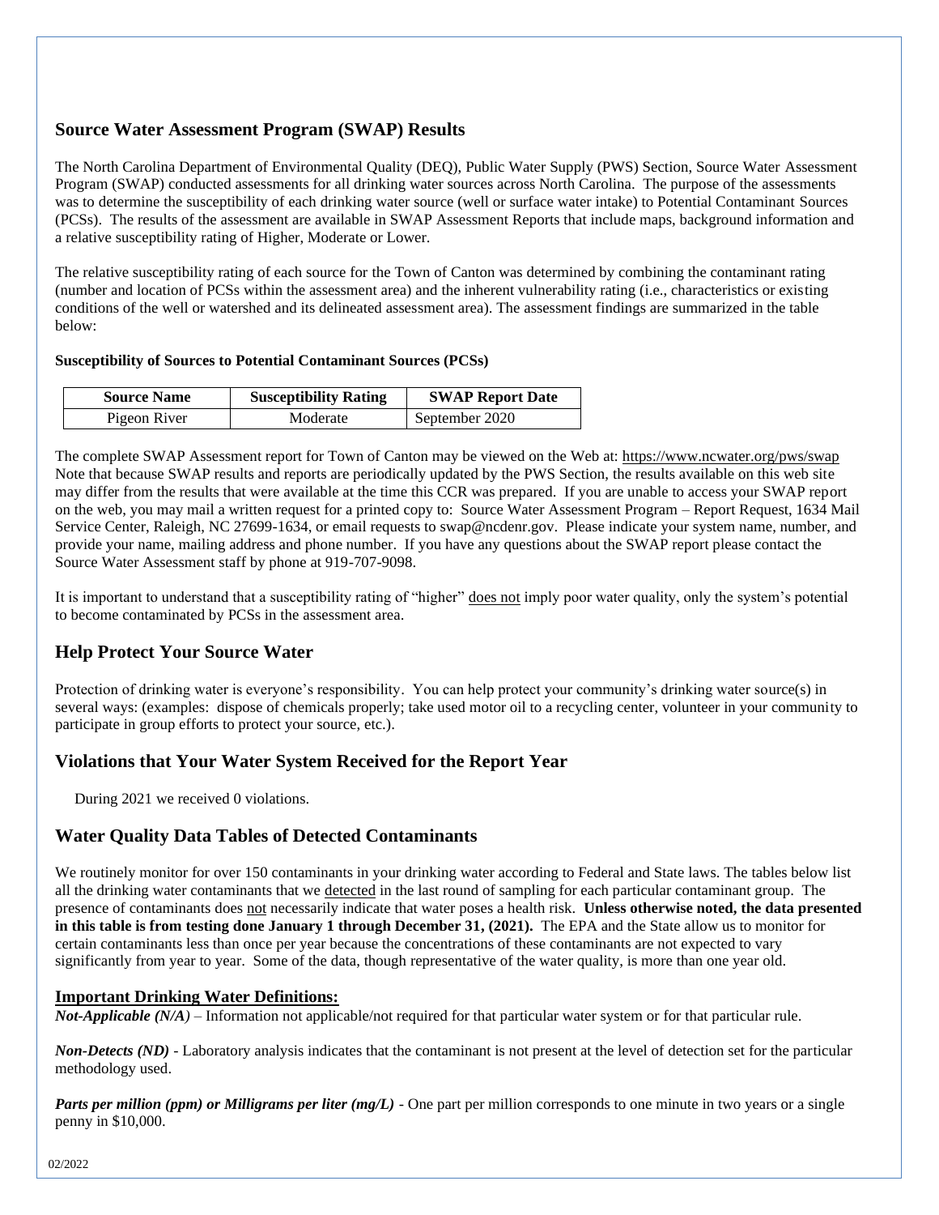## Source Water Assessment Program (SWAP) Results

The North Carolina Department of Environmental Quality (DEQ), Public Water Supply (PWS) Section, Source Water Assessment Program (SWAP) conducted assessments for all drinking water sources across North Carolina. The purpose of the assessments was to determine the susceptibility of each drinking water source (well or surface water intake) to Potential Contaminant Sources (PCSs). The results of the assessment are available in SWAP Assessment Reports that include maps, background information and a relative susceptibility rating of Higher, Moderate or Lower.

The relative susceptibility rating of each source for the Town of Canton was determined by combining the contaminant rating (number and location of PCSs within the assessment area) and the inherent vulnerability rating (i.e., characteristics or existing conditions of the well or watershed and its delineated assessment area). The assessment findings are summarized in the table below:

**Susceptibility of Sources to Potential Contaminant Sources (PCSs)**

| Source Name | Susceptibility Rating | SWAP Report Date |
|---|---|---|
| Pigeon River | Moderate | September 2020 |

The complete SWAP Assessment report for Town of Canton may be viewed on the Web at: https://www.ncwater.org/pws/swap Note that because SWAP results and reports are periodically updated by the PWS Section, the results available on this web site may differ from the results that were available at the time this CCR was prepared. If you are unable to access your SWAP report on the web, you may mail a written request for a printed copy to: Source Water Assessment Program – Report Request, 1634 Mail Service Center, Raleigh, NC 27699-1634, or email requests to swap@ncdenr.gov. Please indicate your system name, number, and provide your name, mailing address and phone number. If you have any questions about the SWAP report please contact the Source Water Assessment staff by phone at 919-707-9098.

It is important to understand that a susceptibility rating of "higher" does not imply poor water quality, only the system's potential to become contaminated by PCSs in the assessment area.

## Help Protect Your Source Water

Protection of drinking water is everyone's responsibility. You can help protect your community's drinking water source(s) in several ways: (examples: dispose of chemicals properly; take used motor oil to a recycling center, volunteer in your community to participate in group efforts to protect your source, etc.).

## Violations that Your Water System Received for the Report Year

During 2021 we received 0 violations.

## Water Quality Data Tables of Detected Contaminants

We routinely monitor for over 150 contaminants in your drinking water according to Federal and State laws. The tables below list all the drinking water contaminants that we detected in the last round of sampling for each particular contaminant group. The presence of contaminants does not necessarily indicate that water poses a health risk. **Unless otherwise noted, the data presented in this table is from testing done January 1 through December 31, (2021).** The EPA and the State allow us to monitor for certain contaminants less than once per year because the concentrations of these contaminants are not expected to vary significantly from year to year. Some of the data, though representative of the water quality, is more than one year old.

### Important Drinking Water Definitions:

***Not-Applicable (N/A)*** – Information not applicable/not required for that particular water system or for that particular rule.

***Non-Detects (ND)*** - Laboratory analysis indicates that the contaminant is not present at the level of detection set for the particular methodology used.

***Parts per million (ppm) or Milligrams per liter (mg/L)*** - One part per million corresponds to one minute in two years or a single penny in $10,000.

02/2022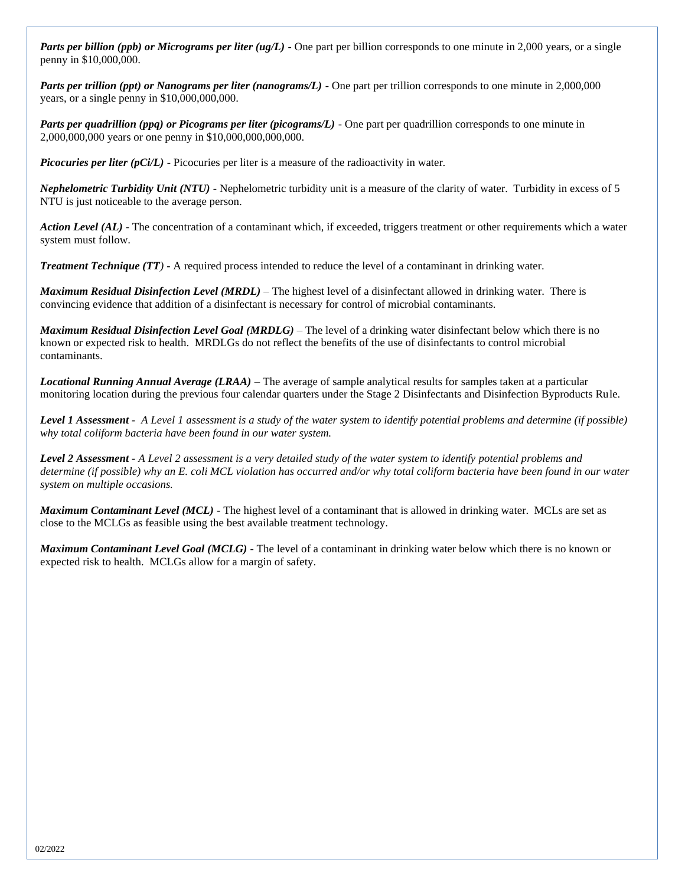***Parts per billion (ppb) or Micrograms per liter (ug/L)*** - One part per billion corresponds to one minute in 2,000 years, or a single penny in $10,000,000.

***Parts per trillion (ppt) or Nanograms per liter (nanograms/L)*** - One part per trillion corresponds to one minute in 2,000,000 years, or a single penny in $10,000,000,000.

***Parts per quadrillion (ppq) or Picograms per liter (picograms/L)*** - One part per quadrillion corresponds to one minute in 2,000,000,000 years or one penny in $10,000,000,000,000.

***Picocuries per liter (pCi/L)*** - Picocuries per liter is a measure of the radioactivity in water.

***Nephelometric Turbidity Unit (NTU)*** - Nephelometric turbidity unit is a measure of the clarity of water. Turbidity in excess of 5 NTU is just noticeable to the average person.

***Action Level (AL)*** - The concentration of a contaminant which, if exceeded, triggers treatment or other requirements which a water system must follow.

***Treatment Technique (TT)*** **-** A required process intended to reduce the level of a contaminant in drinking water.

***Maximum Residual Disinfection Level (MRDL)*** – The highest level of a disinfectant allowed in drinking water. There is convincing evidence that addition of a disinfectant is necessary for control of microbial contaminants.

***Maximum Residual Disinfection Level Goal (MRDLG)*** – The level of a drinking water disinfectant below which there is no known or expected risk to health. MRDLGs do not reflect the benefits of the use of disinfectants to control microbial contaminants.

***Locational Running Annual Average (LRAA)*** – The average of sample analytical results for samples taken at a particular monitoring location during the previous four calendar quarters under the Stage 2 Disinfectants and Disinfection Byproducts Rule.

***Level 1 Assessment -*** *A Level 1 assessment is a study of the water system to identify potential problems and determine (if possible) why total coliform bacteria have been found in our water system.*

***Level 2 Assessment -*** *A Level 2 assessment is a very detailed study of the water system to identify potential problems and determine (if possible) why an E. coli MCL violation has occurred and/or why total coliform bacteria have been found in our water system on multiple occasions.*

***Maximum Contaminant Level (MCL)*** - The highest level of a contaminant that is allowed in drinking water. MCLs are set as close to the MCLGs as feasible using the best available treatment technology.

***Maximum Contaminant Level Goal (MCLG)*** - The level of a contaminant in drinking water below which there is no known or expected risk to health. MCLGs allow for a margin of safety.

02/2022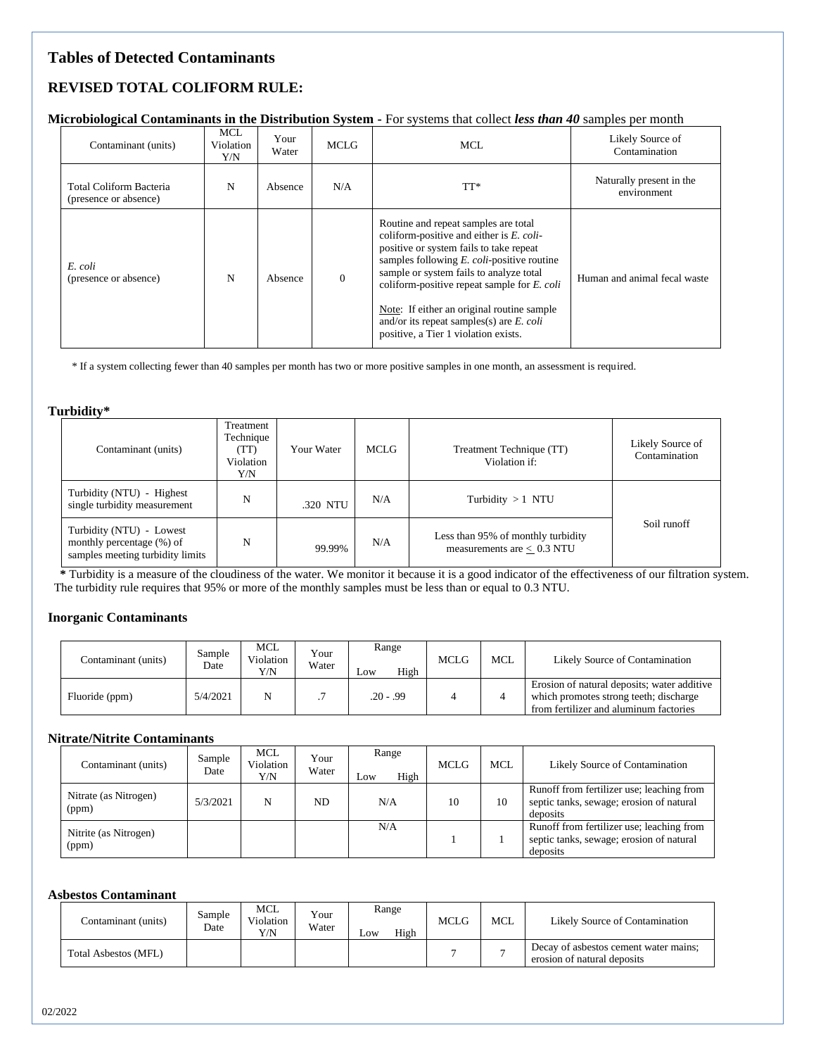# Tables of Detected Contaminants

## REVISED TOTAL COLIFORM RULE:

**Microbiological Contaminants in the Distribution System** - For systems that collect ***less than 40*** samples per month

| Contaminant (units) | MCL Violation Y/N | Your Water | MCLG | MCL | Likely Source of Contamination |
|---|---|---|---|---|---|
| Total Coliform Bacteria (presence or absence) | N | Absence | N/A | TT* | Naturally present in the environment |
| *E. coli* (presence or absence) | N | Absence | 0 | Routine and repeat samples are total coliform-positive and either is *E. coli*-positive or system fails to take repeat samples following *E. coli*-positive routine sample or system fails to analyze total coliform-positive repeat sample for *E. coli*<br><br>Note: If either an original routine sample and/or its repeat samples(s) are *E. coli* positive, a Tier 1 violation exists. | Human and animal fecal waste |

\* If a system collecting fewer than 40 samples per month has two or more positive samples in one month, an assessment is required.

**Turbidity***

| Contaminant (units) | Treatment Technique (TT) Violation Y/N | Your Water | MCLG | Treatment Technique (TT) Violation if: | Likely Source of Contamination |
|---|---|---|---|---|---|
| Turbidity (NTU) - Highest single turbidity measurement | N | .320 NTU | N/A | Turbidity > 1 NTU | Soil runoff |
| Turbidity (NTU) - Lowest monthly percentage (%) of samples meeting turbidity limits | N | 99.99% | N/A | Less than 95% of monthly turbidity measurements are $\leq$ 0.3 NTU | |

**\*** Turbidity is a measure of the cloudiness of the water. We monitor it because it is a good indicator of the effectiveness of our filtration system. The turbidity rule requires that 95% or more of the monthly samples must be less than or equal to 0.3 NTU.

**Inorganic Contaminants**

| Contaminant (units) | Sample Date | MCL Violation Y/N | Your Water | Range Low High | MCLG | MCL | Likely Source of Contamination |
|---|---|---|---|---|---|---|---|
| Fluoride (ppm) | 5/4/2021 | N | .7 | .20 - .99 | 4 | 4 | Erosion of natural deposits; water additive which promotes strong teeth; discharge from fertilizer and aluminum factories |

**Nitrate/Nitrite Contaminants**

| Contaminant (units) | Sample Date | MCL Violation Y/N | Your Water | Range Low High | MCLG | MCL | Likely Source of Contamination |
|---|---|---|---|---|---|---|---|
| Nitrate (as Nitrogen) (ppm) | 5/3/2021 | N | ND | N/A | 10 | 10 | Runoff from fertilizer use; leaching from septic tanks, sewage; erosion of natural deposits |
| Nitrite (as Nitrogen) (ppm) | | | | N/A | 1 | 1 | Runoff from fertilizer use; leaching from septic tanks, sewage; erosion of natural deposits |

**Asbestos Contaminant**

| Contaminant (units) | Sample Date | MCL Violation Y/N | Your Water | Range Low High | MCLG | MCL | Likely Source of Contamination |
|---|---|---|---|---|---|---|---|
| Total Asbestos (MFL) | | | | | 7 | 7 | Decay of asbestos cement water mains; erosion of natural deposits |

02/2022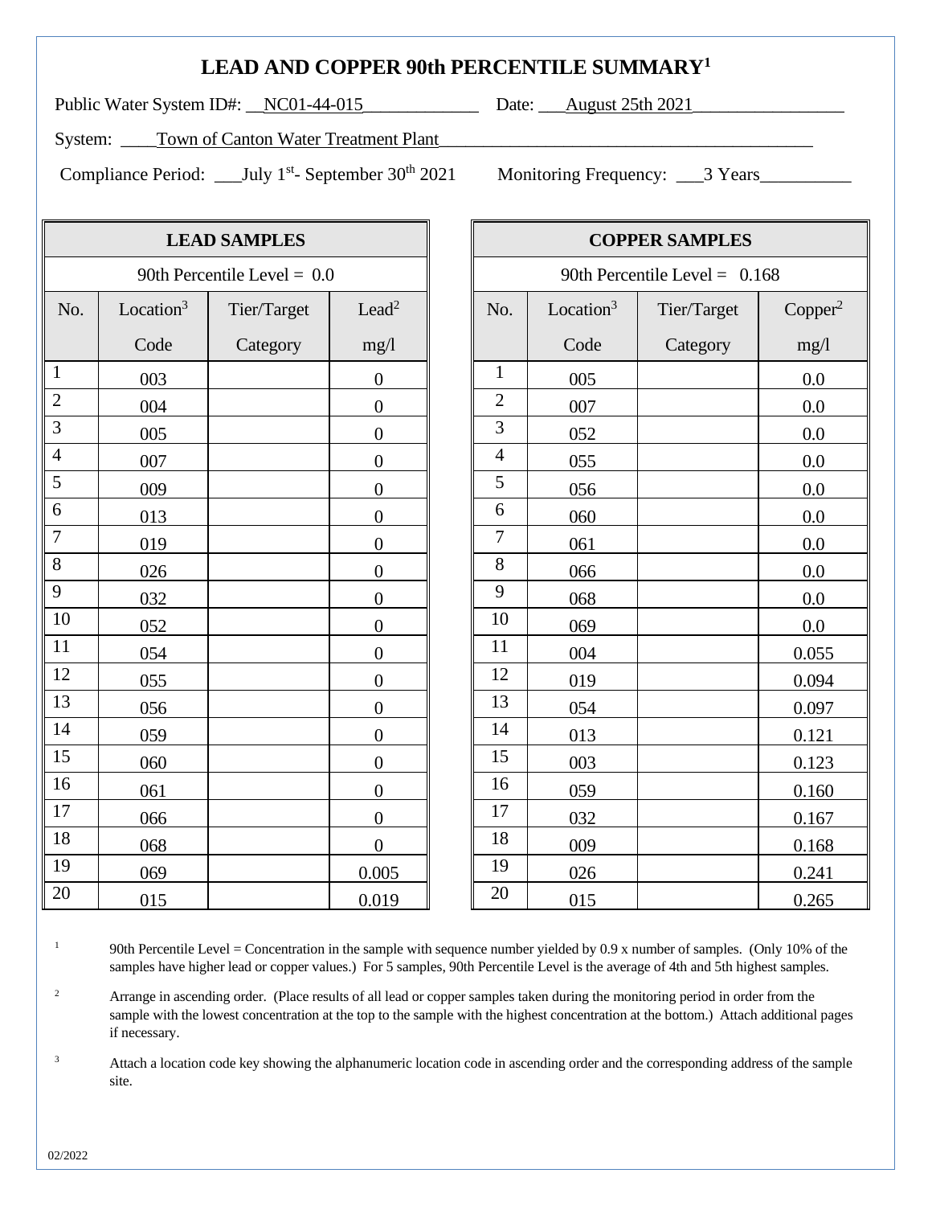# LEAD AND COPPER 90th PERCENTILE SUMMARY[1]

Public Water System ID#: NC01-44-015 Date: August 25th 2021

System: Town of Canton Water Treatment Plant

Compliance Period: July 1st- September 30th 2021 Monitoring Frequency: 3 Years

| LEAD SAMPLES | | | |
|---|---|---|---|
| 90th Percentile Level = 0.0 | | | |
| No. | Location[3] Code | Tier/Target Category | Lead[2] mg/l |
| 1 | 003 | | 0 |
| 2 | 004 | | 0 |
| 3 | 005 | | 0 |
| 4 | 007 | | 0 |
| 5 | 009 | | 0 |
| 6 | 013 | | 0 |
| 7 | 019 | | 0 |
| 8 | 026 | | 0 |
| 9 | 032 | | 0 |
| 10 | 052 | | 0 |
| 11 | 054 | | 0 |
| 12 | 055 | | 0 |
| 13 | 056 | | 0 |
| 14 | 059 | | 0 |
| 15 | 060 | | 0 |
| 16 | 061 | | 0 |
| 17 | 066 | | 0 |
| 18 | 068 | | 0 |
| 19 | 069 | | 0.005 |
| 20 | 015 | | 0.019 |

| COPPER SAMPLES | | | |
|---|---|---|---|
| 90th Percentile Level = 0.168 | | | |
| No. | Location[3] Code | Tier/Target Category | Copper[2] mg/l |
| 1 | 005 | | 0.0 |
| 2 | 007 | | 0.0 |
| 3 | 052 | | 0.0 |
| 4 | 055 | | 0.0 |
| 5 | 056 | | 0.0 |
| 6 | 060 | | 0.0 |
| 7 | 061 | | 0.0 |
| 8 | 066 | | 0.0 |
| 9 | 068 | | 0.0 |
| 10 | 069 | | 0.0 |
| 11 | 004 | | 0.055 |
| 12 | 019 | | 0.094 |
| 13 | 054 | | 0.097 |
| 14 | 013 | | 0.121 |
| 15 | 003 | | 0.123 |
| 16 | 059 | | 0.160 |
| 17 | 032 | | 0.167 |
| 18 | 009 | | 0.168 |
| 19 | 026 | | 0.241 |
| 20 | 015 | | 0.265 |

[1] 90th Percentile Level = Concentration in the sample with sequence number yielded by 0.9 x number of samples. (Only 10% of the samples have higher lead or copper values.) For 5 samples, 90th Percentile Level is the average of 4th and 5th highest samples.

[2] Arrange in ascending order. (Place results of all lead or copper samples taken during the monitoring period in order from the sample with the lowest concentration at the top to the sample with the highest concentration at the bottom.) Attach additional pages if necessary.

[3] Attach a location code key showing the alphanumeric location code in ascending order and the corresponding address of the sample site.

02/2022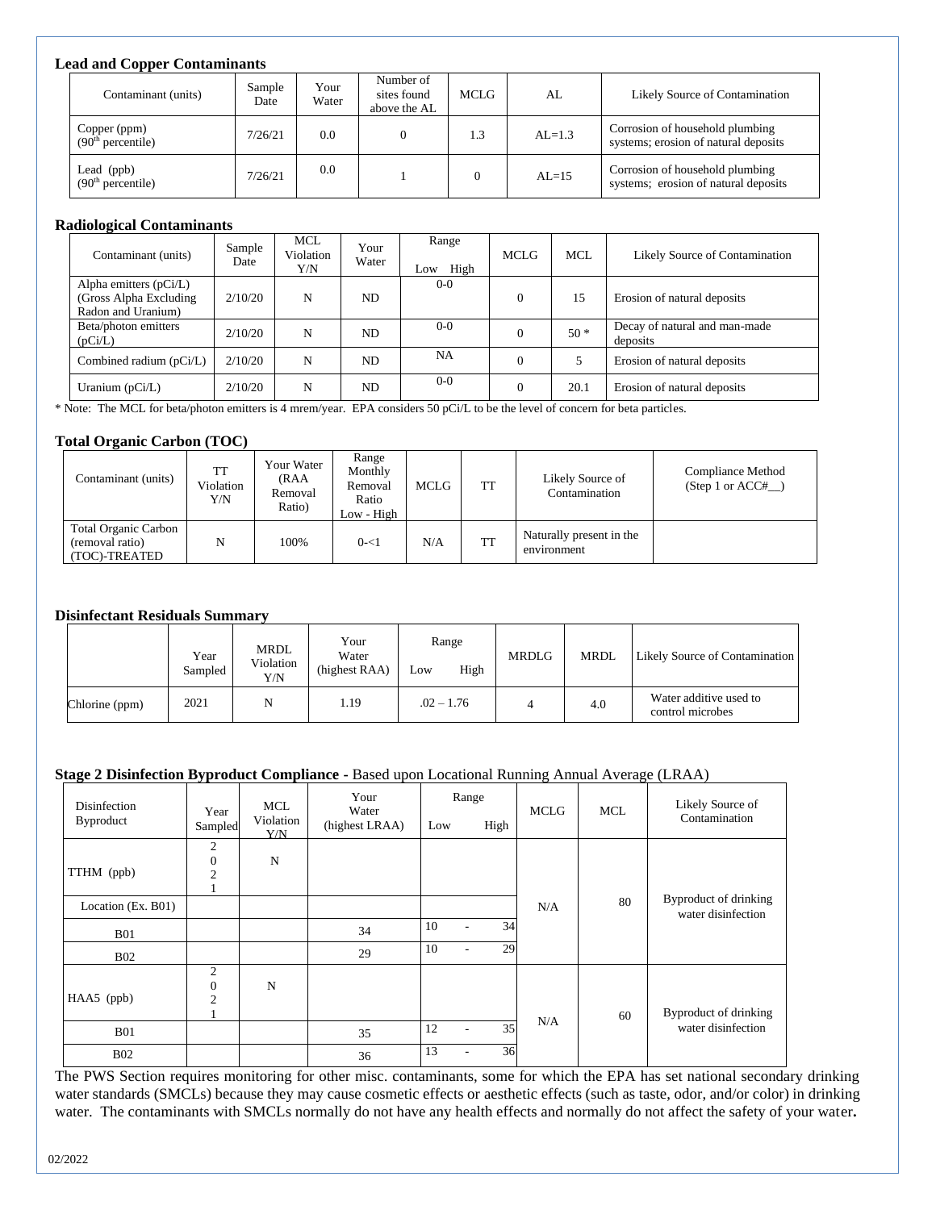### Lead and Copper Contaminants

| Contaminant (units) | Sample Date | Your Water | Number of sites found above the AL | MCLG | AL | Likely Source of Contamination |
|---|---|---|---|---|---|---|
| Copper (ppm) (90th percentile) | 7/26/21 | 0.0 | 0 | 1.3 | AL=1.3 | Corrosion of household plumbing systems; erosion of natural deposits |
| Lead (ppb) (90th percentile) | 7/26/21 | 0.0 | 1 | 0 | AL=15 | Corrosion of household plumbing systems; erosion of natural deposits |

### Radiological Contaminants

| Contaminant (units) | Sample Date | MCL Violation Y/N | Your Water | Range Low High | MCLG | MCL | Likely Source of Contamination |
|---|---|---|---|---|---|---|---|
| Alpha emitters (pCi/L) (Gross Alpha Excluding Radon and Uranium) | 2/10/20 | N | ND | 0-0 | 0 | 15 | Erosion of natural deposits |
| Beta/photon emitters (pCi/L) | 2/10/20 | N | ND | 0-0 | 0 | 50 * | Decay of natural and man-made deposits |
| Combined radium (pCi/L) | 2/10/20 | N | ND | NA | 0 | 5 | Erosion of natural deposits |
| Uranium (pCi/L) | 2/10/20 | N | ND | 0-0 | 0 | 20.1 | Erosion of natural deposits |

* Note: The MCL for beta/photon emitters is 4 mrem/year. EPA considers 50 pCi/L to be the level of concern for beta particles.

### Total Organic Carbon (TOC)

| Contaminant (units) | TT Violation Y/N | Your Water (RAA Removal Ratio) | Range Monthly Removal Ratio Low - High | MCLG | TT | Likely Source of Contamination | Compliance Method (Step 1 or ACC#__) |
|---|---|---|---|---|---|---|---|
| Total Organic Carbon (removal ratio) (TOC)-TREATED | N | 100% | 0-<1 | N/A | TT | Naturally present in the environment | |

### Disinfectant Residuals Summary

| | Year Sampled | MRDL Violation Y/N | Your Water (highest RAA) | Range Low High | MRDLG | MRDL | Likely Source of Contamination |
|---|---|---|---|---|---|---|---|
| Chlorine (ppm) | 2021 | N | 1.19 | .02 – 1.76 | 4 | 4.0 | Water additive used to control microbes |

### Stage 2 Disinfection Byproduct Compliance - Based upon Locational Running Annual Average (LRAA)

| Disinfection Byproduct | Year Sampled | MCL Violation Y/N | Your Water (highest LRAA) | Range Low | Range High | MCLG | MCL | Likely Source of Contamination |
|---|---|---|---|---|---|---|---|---|
| TTHM (ppb) | 2021 | N | | | | N/A | 80 | Byproduct of drinking water disinfection |
| Location (Ex. B01) | | | | | | | | |
| B01 | | | 34 | 10 | 34 | | | |
| B02 | | | 29 | 10 | 29 | | | |
| HAA5 (ppb) | 2021 | N | | | | N/A | 60 | Byproduct of drinking water disinfection |
| B01 | | | 35 | 12 | 35 | | | |
| B02 | | | 36 | 13 | 36 | | | |

The PWS Section requires monitoring for other misc. contaminants, some for which the EPA has set national secondary drinking water standards (SMCLs) because they may cause cosmetic effects or aesthetic effects (such as taste, odor, and/or color) in drinking water. The contaminants with SMCLs normally do not have any health effects and normally do not affect the safety of your water.

02/2022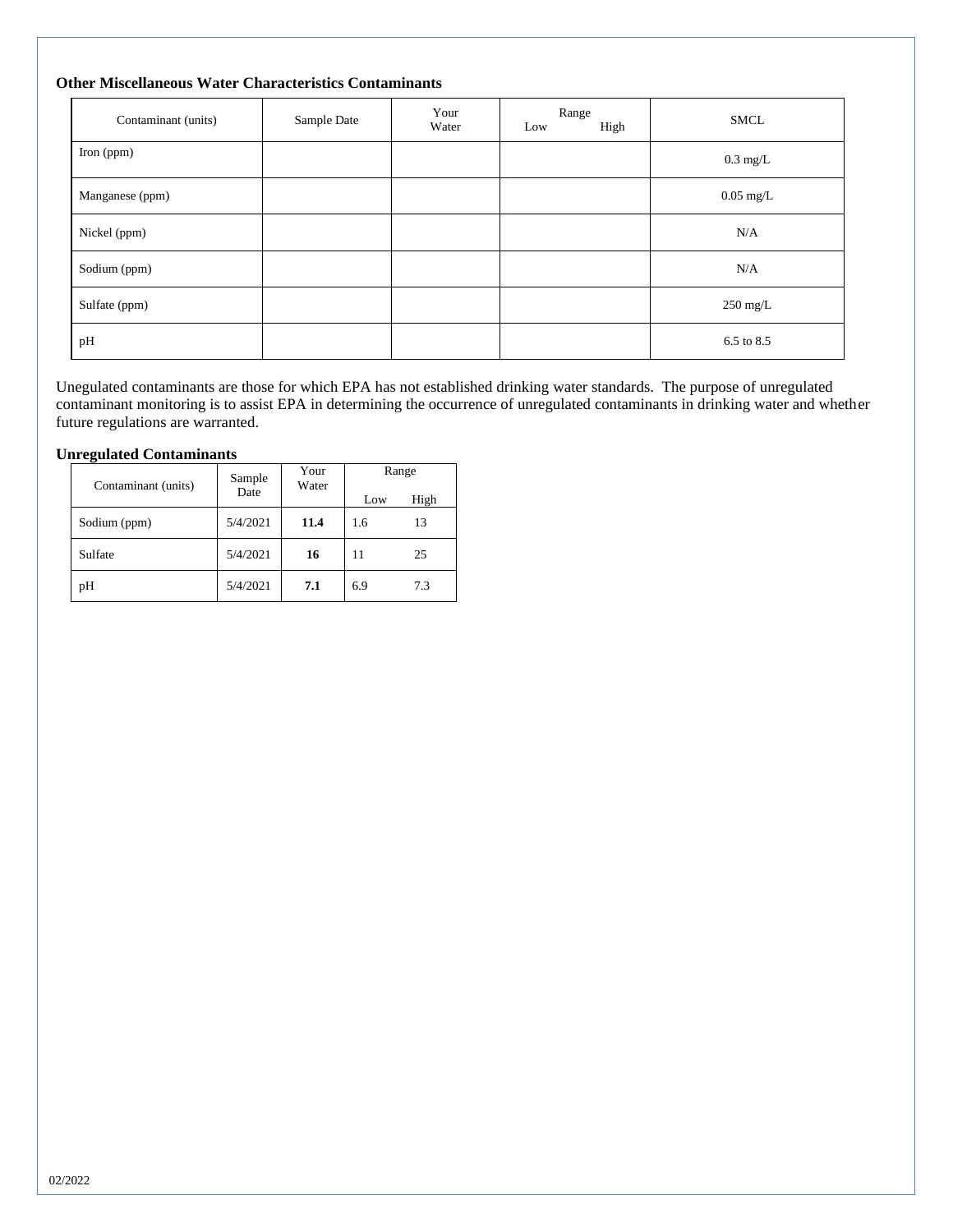**Other Miscellaneous Water Characteristics Contaminants**

| Contaminant (units) | Sample Date | Your Water | Range Low | High | SMCL |
|---|---|---|---|---|---|
| Iron (ppm) | | | | | 0.3 mg/L |
| Manganese (ppm) | | | | | 0.05 mg/L |
| Nickel (ppm) | | | | | N/A |
| Sodium (ppm) | | | | | N/A |
| Sulfate (ppm) | | | | | 250 mg/L |
| pH | | | | | 6.5 to 8.5 |

Unegulated contaminants are those for which EPA has not established drinking water standards. The purpose of unregulated contaminant monitoring is to assist EPA in determining the occurrence of unregulated contaminants in drinking water and whether future regulations are warranted.

**Unregulated Contaminants**

| Contaminant (units) | Sample Date | Your Water | Range | |
|---|---|---|---|---|
| | | | Low | High |
| Sodium (ppm) | 5/4/2021 | **11.4** | 1.6 | 13 |
| Sulfate | 5/4/2021 | **16** | 11 | 25 |
| pH | 5/4/2021 | **7.1** | 6.9 | 7.3 |